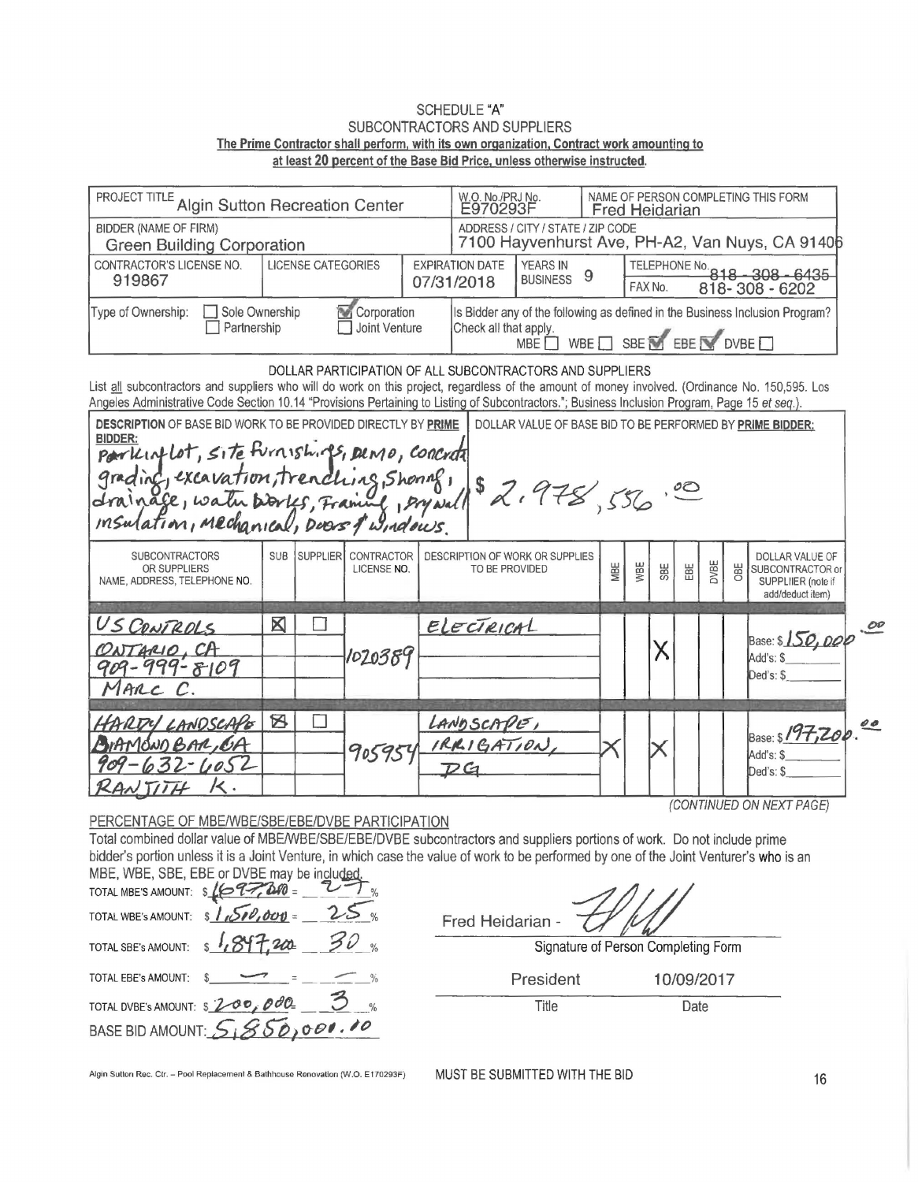# SCHEDULE "A"
## SUBCONTRACTORS AND SUPPLIERS

**The Prime Contractor shall perform, with its own organization, Contract work amounting to at least 20 percent of the Base Bid Price, unless otherwise instructed.**

| PROJECT TITLE Algin Sutton Recreation Center | | W.O. No./PRJ No. E970293F | NAME OF PERSON COMPLETING THIS FORM Fred Heidarian |
|---|---|---|---|
| BIDDER (NAME OF FIRM) Green Building Corporation | | ADDRESS / CITY / STATE / ZIP CODE 7100 Hayvenhurst Ave, PH-A2, Van Nuys, CA 91406 | |
| CONTRACTOR'S LICENSE NO. 919867 | LICENSE CATEGORIES | EXPIRATION DATE 07/31/2018 — YEARS IN BUSINESS 9 | TELEPHONE No. ~~818-308-6435~~ FAX No. 818-308-6202 |
| Type of Ownership: ☐ Sole Ownership ☐ Partnership ☑ Corporation ☐ Joint Venture | | Is Bidder any of the following as defined in the Business Inclusion Program? Check all that apply. MBE ☐ WBE ☐ SBE ☑ EBE ☑ DVBE ☐ | |

### DOLLAR PARTICIPATION OF ALL SUBCONTRACTORS AND SUPPLIERS

List all subcontractors and suppliers who will do work on this project, regardless of the amount of money involved. (Ordinance No. 150,595. Los Angeles Administrative Code Section 10.14 "Provisions Pertaining to Listing of Subcontractors."; Business Inclusion Program, Page 15 et seq.).

| DESCRIPTION OF BASE BID WORK TO BE PROVIDED DIRECTLY BY PRIME BIDDER: | DOLLAR VALUE OF BASE BID TO BE PERFORMED BY PRIME BIDDER: |
|---|---|
| Parking lot, site furnishings, Demo, Concrete grading, excavation, trenching, Shoring, drainage, water works, Framing, Drywall insulation, Mechanical, Doors & windows. | $ 2,978,556.00 |

| SUBCONTRACTORS OR SUPPLIERS NAME, ADDRESS, TELEPHONE NO. | SUB | SUPPLIER | CONTRACTOR LICENSE NO. | DESCRIPTION OF WORK OR SUPPLIES TO BE PROVIDED | MBE | WBE | SBE | EBE | DVBE | OBE | DOLLAR VALUE OF SUBCONTRACTOR or SUPPLIER (note if add/deduct item) |
|---|---|---|---|---|---|---|---|---|---|---|---|
| US CONTROLS ONTARIO, CA 909-999-8109 MARC C. | ☒ | ☐ | 1020389 | ELECTRICAL | | | X | | | | Base: $ 150,000.00 Add's: $ Ded's: $ |
| HARDY LANDSCAPE DIAMOND BAR, CA 909-632-6052 RANJITH K. | ☒ | ☐ | 905954 | LANDSCAPE, IRRIGATION, DG | X | | X | | | | Base: $ 197,200.00 Add's: $ Ded's: $ |

*(CONTINUED ON NEXT PAGE)*

### PERCENTAGE OF MBE/WBE/SBE/EBE/DVBE PARTICIPATION

Total combined dollar value of MBE/WBE/SBE/EBE/DVBE subcontractors and suppliers portions of work. Do not include prime bidder's portion unless it is a Joint Venture, in which case the value of work to be performed by one of the Joint Venturer's who is an MBE, WBE, SBE, EBE or DVBE may be included.

TOTAL MBE'S AMOUNT: $ 1,697,200 = 27 %

TOTAL WBE's AMOUNT: $ 1,510,000 = 25 %

TOTAL SBE's AMOUNT: $ 1,847,200 30 %

TOTAL EBE's AMOUNT: $ — = — %

TOTAL DVBE's AMOUNT: $ 200,000 3 %

BASE BID AMOUNT: 5,850,001.10

Fred Heidarian - [signature]

Signature of Person Completing Form

President — 10/09/2017

Title — Date

Algin Sutton Rec. Ctr. – Pool Replacement & Bathhouse Renovation (W.O. E170293F) MUST BE SUBMITTED WITH THE BID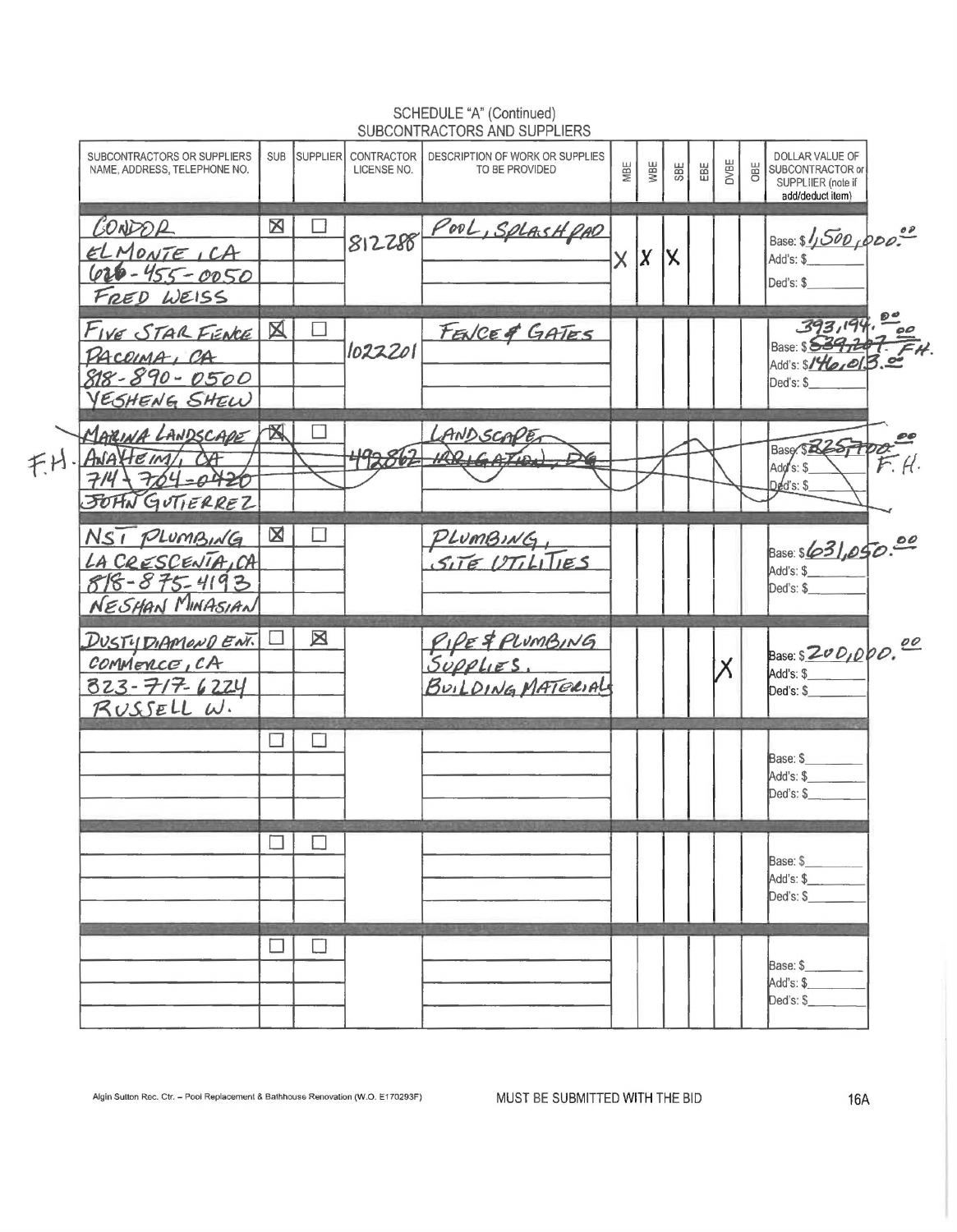# SCHEDULE "A" (Continued)
## SUBCONTRACTORS AND SUPPLIERS

| SUBCONTRACTORS OR SUPPLIERS NAME, ADDRESS, TELEPHONE NO. | SUB | SUPPLIER | CONTRACTOR LICENSE NO. | DESCRIPTION OF WORK OR SUPPLIES TO BE PROVIDED | MBE | WBE | SBE | EBE | DVBE | OBE | DOLLAR VALUE OF SUBCONTRACTOR or SUPPLIER (note if add/deduct item) |
|---|---|---|---|---|---|---|---|---|---|---|---|
| CONDOR<br>EL MONTE, CA<br>626-455-0050<br>FRED WEISS | ☒ | ☐ | 812288 | POOL, SPLASH PAD | X | X | X | | | | Base: $1,500,000.00<br>Add's: $<br>Ded's: $ |
| FIVE STAR FENCE<br>PACOIMA, CA<br>818-890-0500<br>YESHENG SHEW | ☒ | ☐ | 1022201 | FENCE & GATES | | | | | | | Base: $~~539,207.~~ 393,194.00 F.H.<br>Add's: $146,013.00<br>Ded's: $ |
| ~~MARINA LANDSCAPE~~<br>~~ANAHEIM, CA~~<br>~~714-704-0420~~<br>~~JOHN GUTIERREZ~~ F.H. | ☒ | ☐ | ~~492862~~ | ~~LANDSCAPE, IRRIGATION, DG~~ | | | | | | | Base: $~~225,700.00~~ F.H.<br>Add's: $<br>Ded's: $ |
| NST PLUMBING<br>LA CRESCENTA, CA<br>818-875-4193<br>NESHAN MINASIAN | ☒ | ☐ | | PLUMBING, SITE UTILITIES | | | | | | | Base: $631,050.00<br>Add's: $<br>Ded's: $ |
| DUSTY DIAMOND ENT.<br>COMMERCE, CA<br>323-717-6224<br>RUSSELL W. | ☐ | ☒ | | PIPE & PLUMBING SUPPLIES, BUILDING MATERIALS | | | | | X | | Base: $200,000.00<br>Add's: $<br>Ded's: $ |
| | ☐ | ☐ | | | | | | | | | Base: $<br>Add's: $<br>Ded's: $ |
| | ☐ | ☐ | | | | | | | | | Base: $<br>Add's: $<br>Ded's: $ |
| | ☐ | ☐ | | | | | | | | | Base: $<br>Add's: $<br>Ded's: $ |

Algin Sutton Rec. Ctr. – Pool Replacement & Bathhouse Renovation (W.O. E170293F)

MUST BE SUBMITTED WITH THE BID

16A